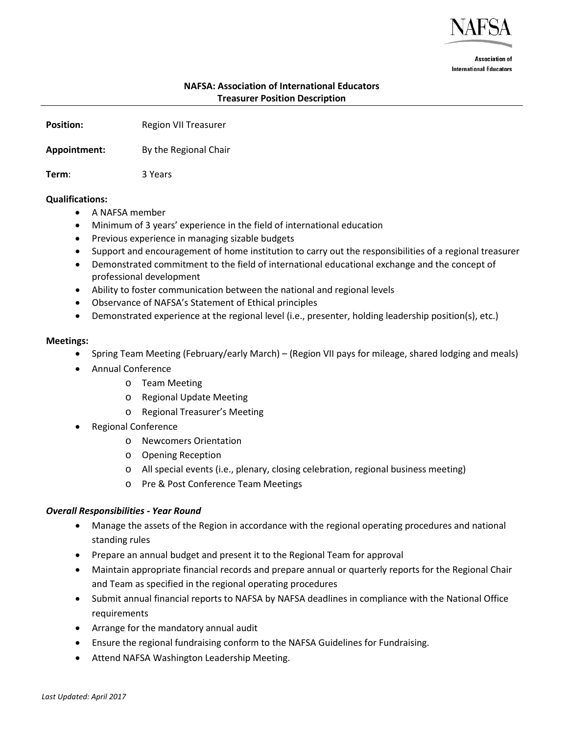NAFSA

Association of International Educators

## NAFSA: Association of International Educators
## Treasurer Position Description

**Position:** Region VII Treasurer

**Appointment:** By the Regional Chair

**Term**: 3 Years

**Qualifications:**

- A NAFSA member
- Minimum of 3 years' experience in the field of international education
- Previous experience in managing sizable budgets
- Support and encouragement of home institution to carry out the responsibilities of a regional treasurer
- Demonstrated commitment to the field of international educational exchange and the concept of professional development
- Ability to foster communication between the national and regional levels
- Observance of NAFSA's Statement of Ethical principles
- Demonstrated experience at the regional level (i.e., presenter, holding leadership position(s), etc.)

**Meetings:**

- Spring Team Meeting (February/early March) – (Region VII pays for mileage, shared lodging and meals)
- Annual Conference
  - Team Meeting
  - Regional Update Meeting
  - Regional Treasurer's Meeting
- Regional Conference
  - Newcomers Orientation
  - Opening Reception
  - All special events (i.e., plenary, closing celebration, regional business meeting)
  - Pre & Post Conference Team Meetings

***Overall Responsibilities - Year Round***

- Manage the assets of the Region in accordance with the regional operating procedures and national standing rules
- Prepare an annual budget and present it to the Regional Team for approval
- Maintain appropriate financial records and prepare annual or quarterly reports for the Regional Chair and Team as specified in the regional operating procedures
- Submit annual financial reports to NAFSA by NAFSA deadlines in compliance with the National Office requirements
- Arrange for the mandatory annual audit
- Ensure the regional fundraising conform to the NAFSA Guidelines for Fundraising.
- Attend NAFSA Washington Leadership Meeting.

*Last Updated: April 2017*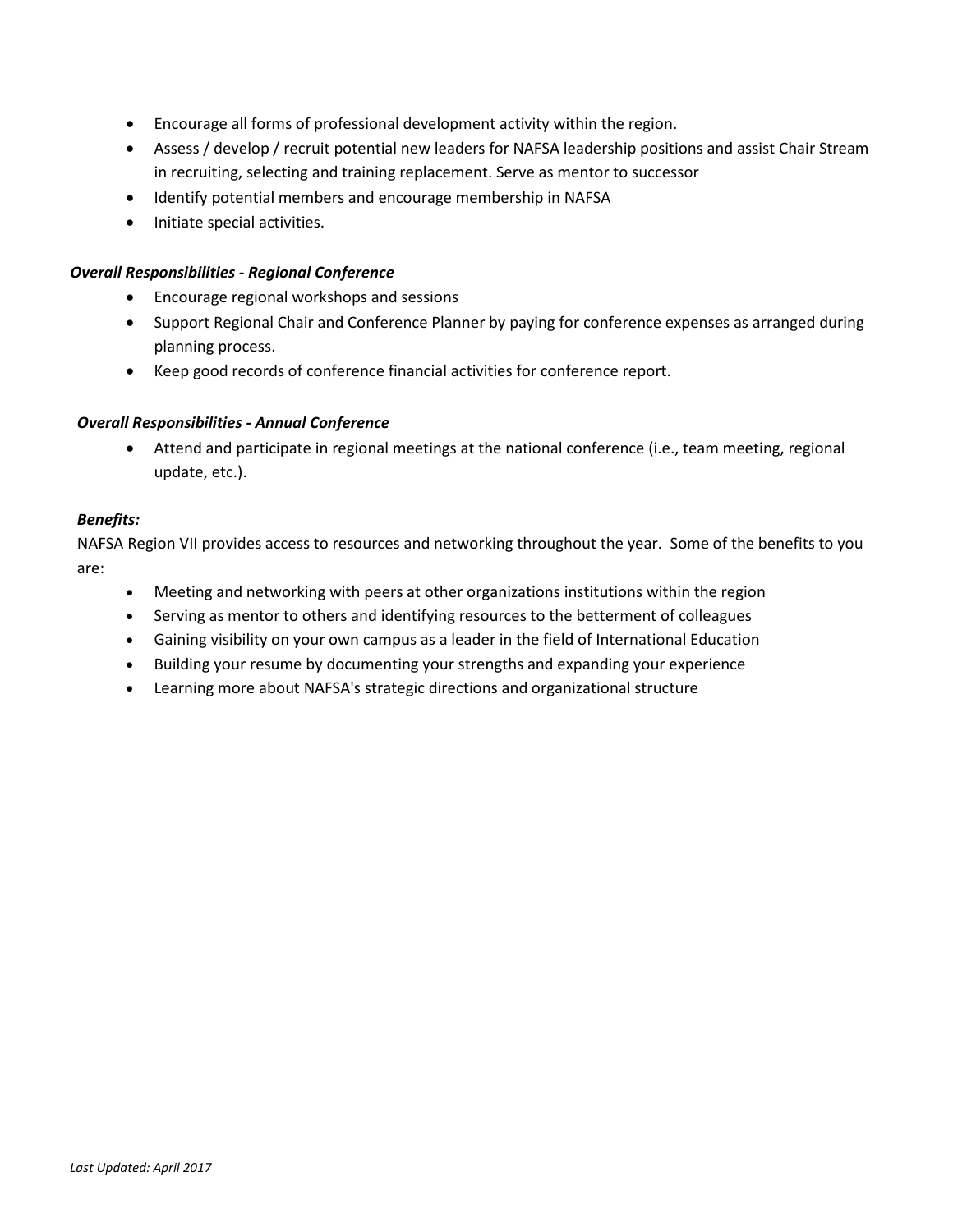- Encourage all forms of professional development activity within the region.
- Assess / develop / recruit potential new leaders for NAFSA leadership positions and assist Chair Stream in recruiting, selecting and training replacement. Serve as mentor to successor
- Identify potential members and encourage membership in NAFSA
- Initiate special activities.

***Overall Responsibilities - Regional Conference***

- Encourage regional workshops and sessions
- Support Regional Chair and Conference Planner by paying for conference expenses as arranged during planning process.
- Keep good records of conference financial activities for conference report.

***Overall Responsibilities - Annual Conference***

- Attend and participate in regional meetings at the national conference (i.e., team meeting, regional update, etc.).

***Benefits:***

NAFSA Region VII provides access to resources and networking throughout the year. Some of the benefits to you are:

- Meeting and networking with peers at other organizations institutions within the region
- Serving as mentor to others and identifying resources to the betterment of colleagues
- Gaining visibility on your own campus as a leader in the field of International Education
- Building your resume by documenting your strengths and expanding your experience
- Learning more about NAFSA's strategic directions and organizational structure

*Last Updated: April 2017*